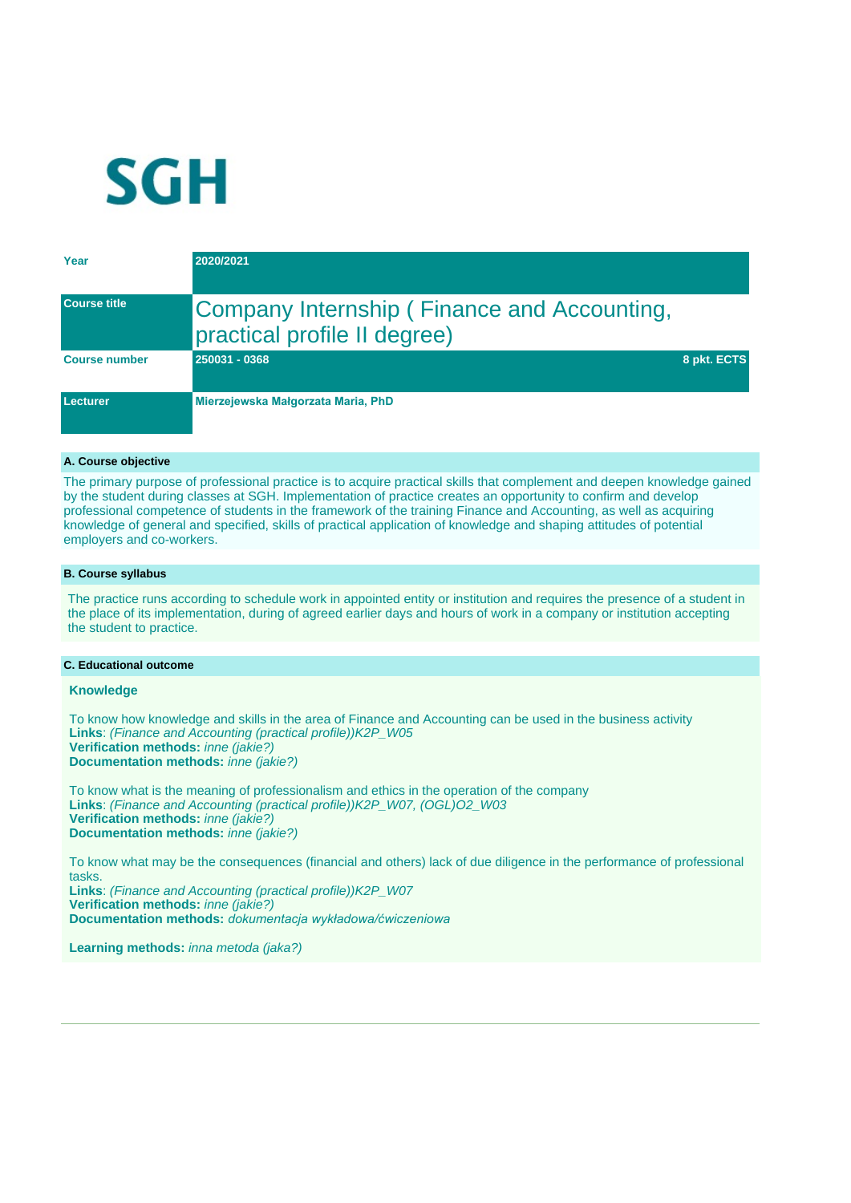SGH

| Year | 2020/2021 |
|---|---|
| Course title | Company Internship ( Finance and Accounting, practical profile II degree) |
| Course number | 250031 - 0368 &nbsp;&nbsp;&nbsp; 8 pkt. ECTS |
| Lecturer | Mierzejewska Małgorzata Maria, PhD |

### A. Course objective

The primary purpose of professional practice is to acquire practical skills that complement and deepen knowledge gained by the student during classes at SGH. Implementation of practice creates an opportunity to confirm and develop professional competence of students in the framework of the training Finance and Accounting, as well as acquiring knowledge of general and specified, skills of practical application of knowledge and shaping attitudes of potential employers and co-workers.

### B. Course syllabus

The practice runs according to schedule work in appointed entity or institution and requires the presence of a student in the place of its implementation, during of agreed earlier days and hours of work in a company or institution accepting the student to practice.

### C. Educational outcome

**Knowledge**

To know how knowledge and skills in the area of Finance and Accounting can be used in the business activity
**Links**: *(Finance and Accounting (practical profile))K2P_W05*
**Verification methods:** *inne (jakie?)*
**Documentation methods:** *inne (jakie?)*

To know what is the meaning of professionalism and ethics in the operation of the company
**Links**: *(Finance and Accounting (practical profile))K2P_W07, (OGL)O2_W03*
**Verification methods:** *inne (jakie?)*
**Documentation methods:** *inne (jakie?)*

To know what may be the consequences (financial and others) lack of due diligence in the performance of professional tasks.
**Links**: *(Finance and Accounting (practical profile))K2P_W07*
**Verification methods:** *inne (jakie?)*
**Documentation methods:** *dokumentacja wykładowa/ćwiczeniowa*

**Learning methods:** *inna metoda (jaka?)*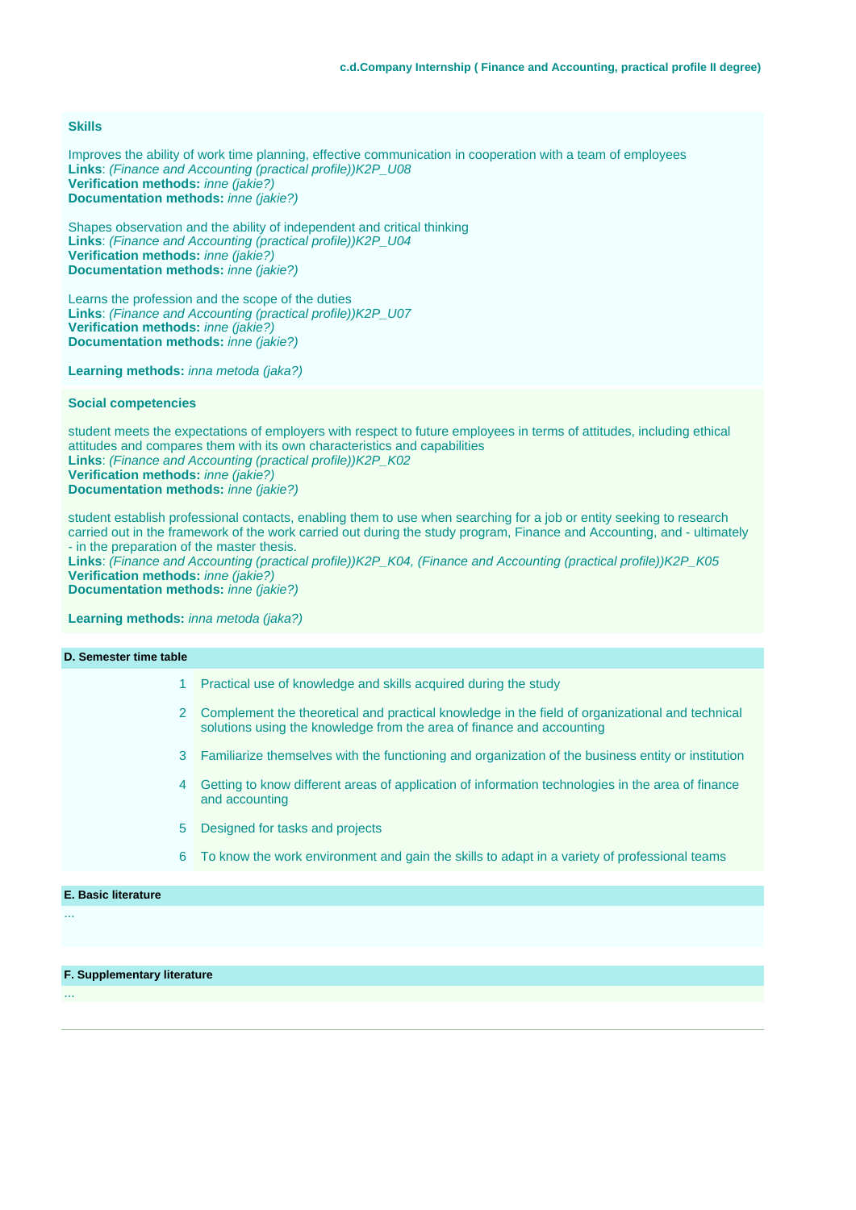### Skills

Improves the ability of work time planning, effective communication in cooperation with a team of employees
**Links**: *(Finance and Accounting (practical profile))K2P_U08*
**Verification methods:** *inne (jakie?)*
**Documentation methods:** *inne (jakie?)*

Shapes observation and the ability of independent and critical thinking
**Links**: *(Finance and Accounting (practical profile))K2P_U04*
**Verification methods:** *inne (jakie?)*
**Documentation methods:** *inne (jakie?)*

Learns the profession and the scope of the duties
**Links**: *(Finance and Accounting (practical profile))K2P_U07*
**Verification methods:** *inne (jakie?)*
**Documentation methods:** *inne (jakie?)*

**Learning methods:** *inna metoda (jaka?)*

### Social competencies

student meets the expectations of employers with respect to future employees in terms of attitudes, including ethical attitudes and compares them with its own characteristics and capabilities
**Links**: *(Finance and Accounting (practical profile))K2P_K02*
**Verification methods:** *inne (jakie?)*
**Documentation methods:** *inne (jakie?)*

student establish professional contacts, enabling them to use when searching for a job or entity seeking to research carried out in the framework of the work carried out during the study program, Finance and Accounting, and - ultimately - in the preparation of the master thesis.
**Links**: *(Finance and Accounting (practical profile))K2P_K04, (Finance and Accounting (practical profile))K2P_K05*
**Verification methods:** *inne (jakie?)*
**Documentation methods:** *inne (jakie?)*

**Learning methods:** *inna metoda (jaka?)*

## D. Semester time table

1. Practical use of knowledge and skills acquired during the study
2. Complement the theoretical and practical knowledge in the field of organizational and technical solutions using the knowledge from the area of finance and accounting
3. Familiarize themselves with the functioning and organization of the business entity or institution
4. Getting to know different areas of application of information technologies in the area of finance and accounting
5. Designed for tasks and projects
6. To know the work environment and gain the skills to adapt in a variety of professional teams

## E. Basic literature

...

## F. Supplementary literature

...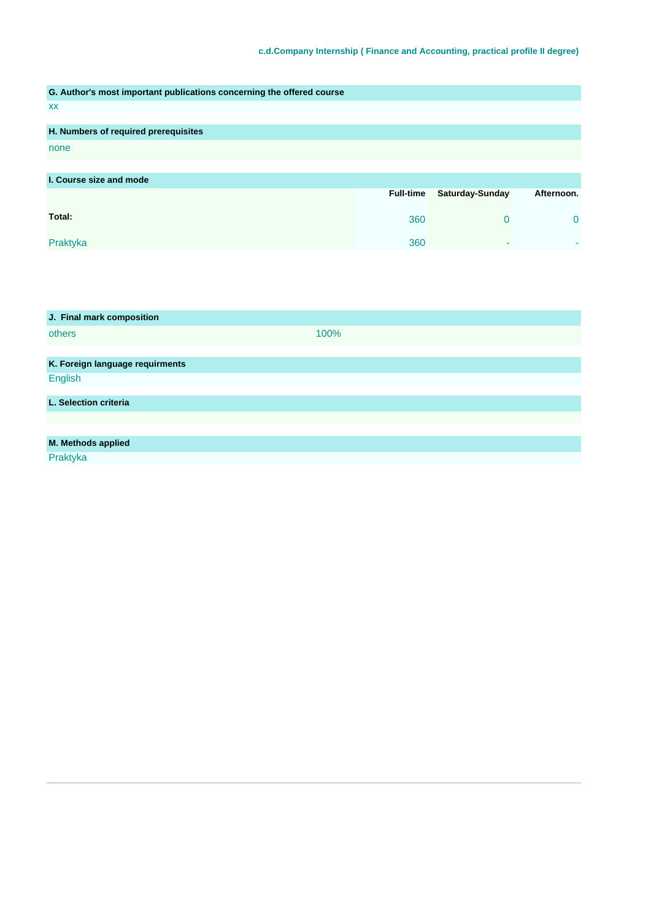c.d.Company Internship ( Finance and Accounting, practical profile II degree)

**G. Author's most important publications concerning the offered course**

xx

**H. Numbers of required prerequisites**

none

**I. Course size and mode**

| | Full-time | Saturday-Sunday | Afternoon. |
|---|---|---|---|
| **Total:** | 360 | 0 | 0 |
| Praktyka | 360 | - | - |

**J. Final mark composition**

| | |
|---|---|
| others | 100% |

**K. Foreign language requirments**

English

**L. Selection criteria**

**M. Methods applied**

Praktyka